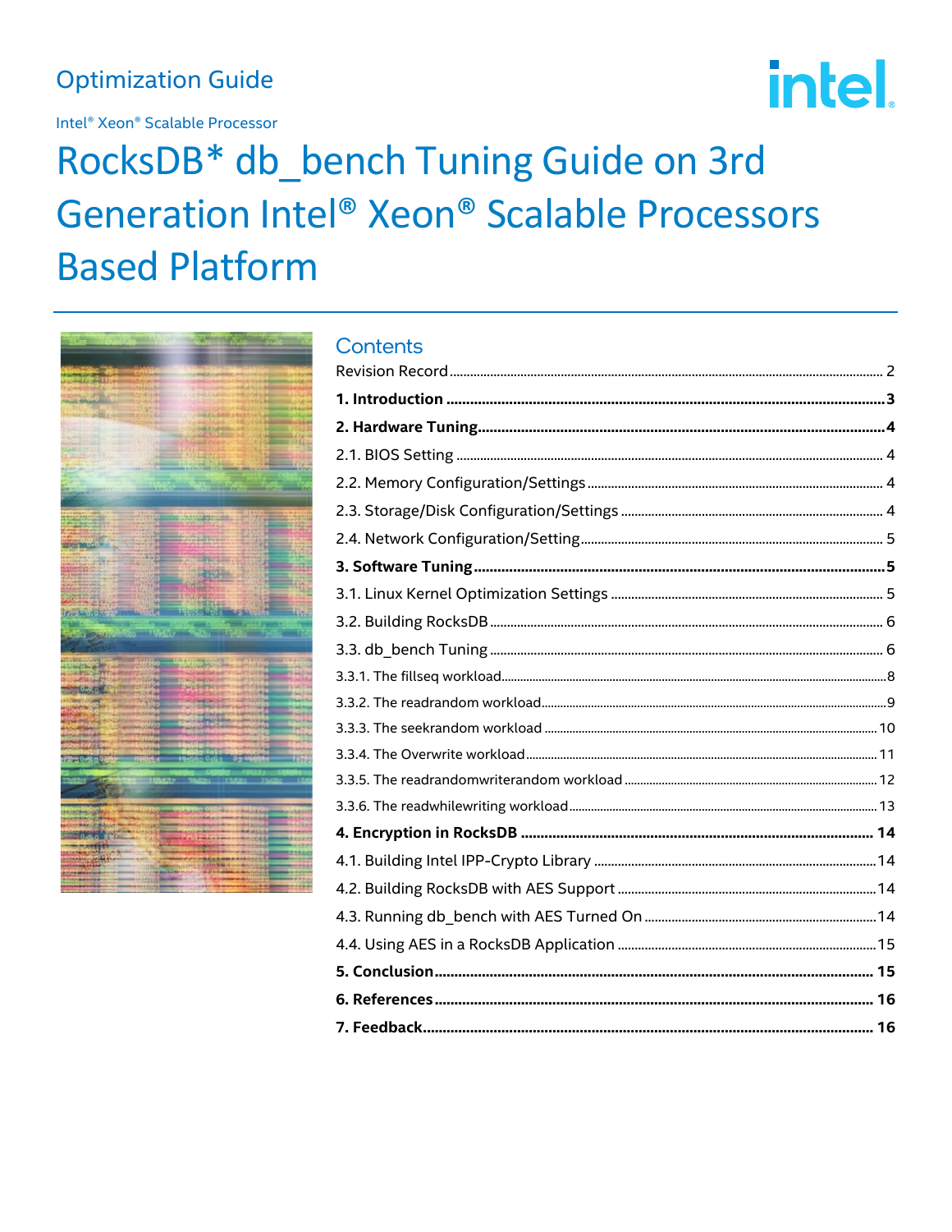Optimization Guide

Intel® Xeon® Scalable Processor

# RocksDB* db_bench Tuning Guide on 3rd Generation Intel® Xeon® Scalable Processors Based Platform

## Contents

Revision Record ........ 2

**1. Introduction ........ 3**

**2. Hardware Tuning ........ 4**

2.1. BIOS Setting ........ 4

2.2. Memory Configuration/Settings ........ 4

2.3. Storage/Disk Configuration/Settings ........ 4

2.4. Network Configuration/Setting ........ 5

**3. Software Tuning ........ 5**

3.1. Linux Kernel Optimization Settings ........ 5

3.2. Building RocksDB ........ 6

3.3. db_bench Tuning ........ 6

3.3.1. The fillseq workload ........ 8

3.3.2. The readrandom workload ........ 9

3.3.3. The seekrandom workload ........ 10

3.3.4. The Overwrite workload ........ 11

3.3.5. The readrandomwriterandom workload ........ 12

3.3.6. The readwhilewriting workload ........ 13

**4. Encryption in RocksDB ........ 14**

4.1. Building Intel IPP-Crypto Library ........ 14

4.2. Building RocksDB with AES Support ........ 14

4.3. Running db_bench with AES Turned On ........ 14

4.4. Using AES in a RocksDB Application ........ 15

**5. Conclusion ........ 15**

**6. References ........ 16**

**7. Feedback ........ 16**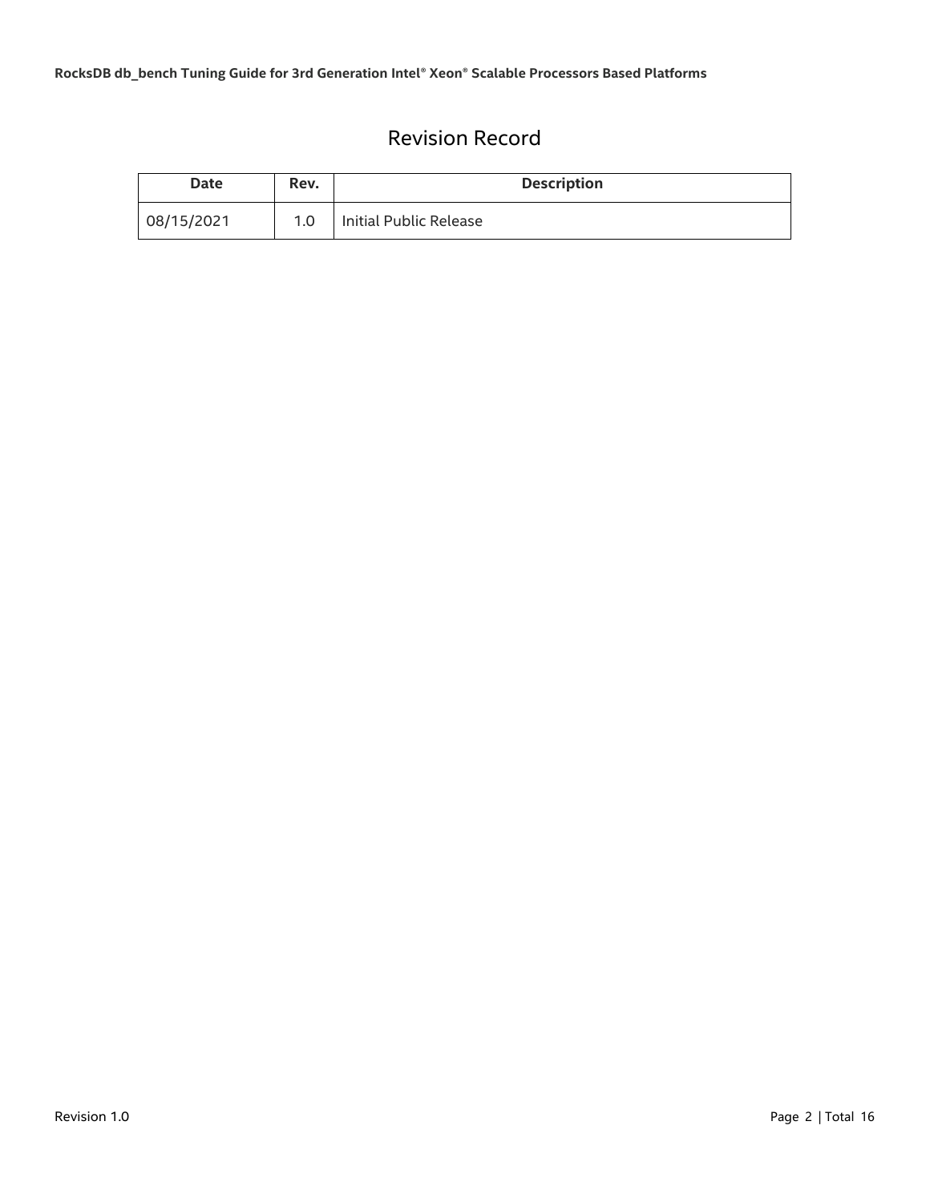# Revision Record

| Date | Rev. | Description |
| --- | --- | --- |
| 08/15/2021 | 1.0 | Initial Public Release |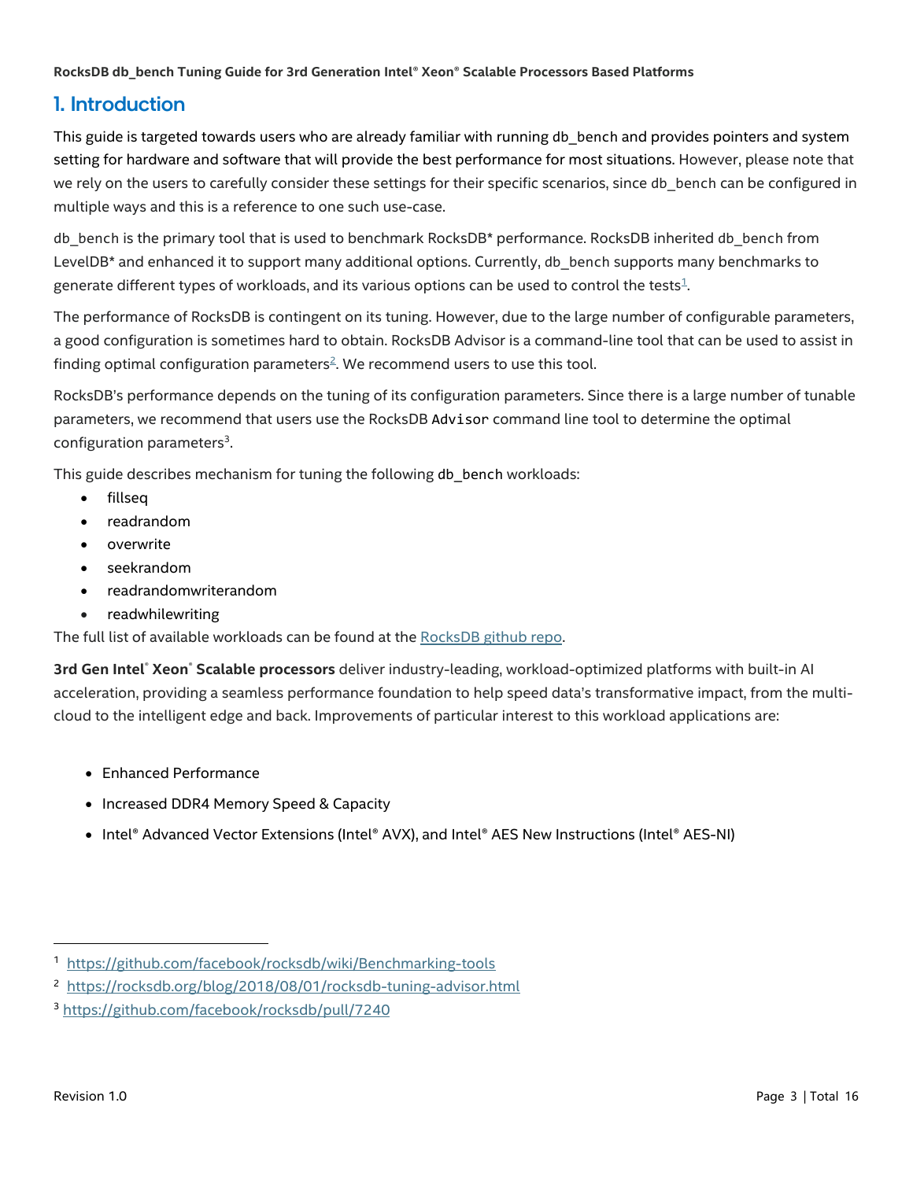## 1. Introduction

This guide is targeted towards users who are already familiar with running db_bench and provides pointers and system setting for hardware and software that will provide the best performance for most situations. However, please note that we rely on the users to carefully consider these settings for their specific scenarios, since db_bench can be configured in multiple ways and this is a reference to one such use-case.

db_bench is the primary tool that is used to benchmark RocksDB* performance. RocksDB inherited db_bench from LevelDB* and enhanced it to support many additional options. Currently, db_bench supports many benchmarks to generate different types of workloads, and its various options can be used to control the tests[1].

The performance of RocksDB is contingent on its tuning. However, due to the large number of configurable parameters, a good configuration is sometimes hard to obtain. RocksDB Advisor is a command-line tool that can be used to assist in finding optimal configuration parameters[2]. We recommend users to use this tool.

RocksDB's performance depends on the tuning of its configuration parameters. Since there is a large number of tunable parameters, we recommend that users use the RocksDB `Advisor` command line tool to determine the optimal configuration parameters[3].

This guide describes mechanism for tuning the following db_bench workloads:

- fillseq
- readrandom
- overwrite
- seekrandom
- readrandomwriterandom
- readwhilewriting

The full list of available workloads can be found at the [RocksDB github repo](https://github.com/facebook/rocksdb).

**3rd Gen Intel® Xeon® Scalable processors** deliver industry-leading, workload-optimized platforms with built-in AI acceleration, providing a seamless performance foundation to help speed data's transformative impact, from the multi-cloud to the intelligent edge and back. Improvements of particular interest to this workload applications are:

- Enhanced Performance
- Increased DDR4 Memory Speed & Capacity
- Intel® Advanced Vector Extensions (Intel® AVX), and Intel® AES New Instructions (Intel® AES-NI)

---

[1] https://github.com/facebook/rocksdb/wiki/Benchmarking-tools

[2] https://rocksdb.org/blog/2018/08/01/rocksdb-tuning-advisor.html

[3] https://github.com/facebook/rocksdb/pull/7240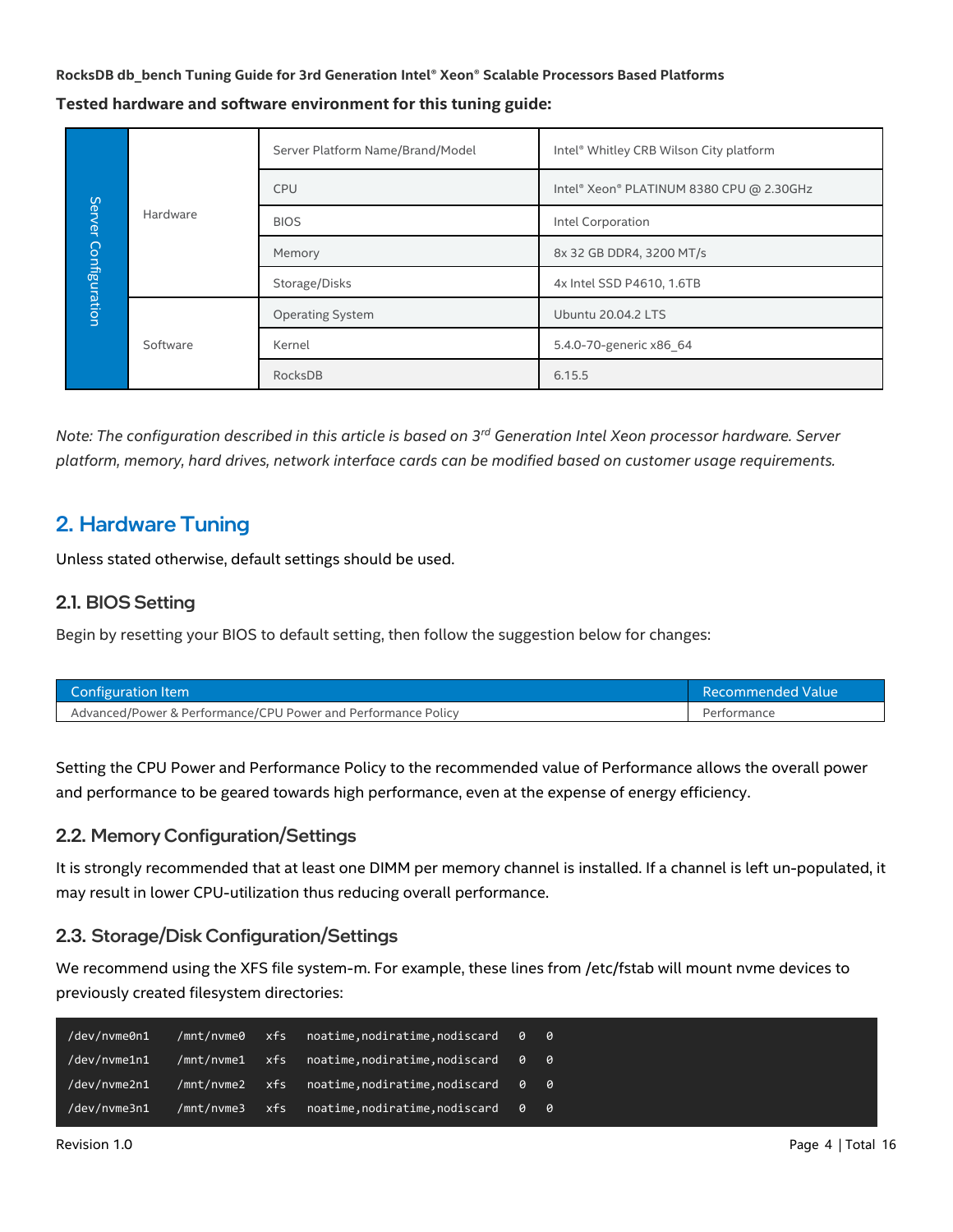**Tested hardware and software environment for this tuning guide:**

| Server Configuration | | | |
|---|---|---|---|
| | Hardware | Server Platform Name/Brand/Model | Intel® Whitley CRB Wilson City platform |
| | | CPU | Intel® Xeon® PLATINUM 8380 CPU @ 2.30GHz |
| | | BIOS | Intel Corporation |
| | | Memory | 8x 32 GB DDR4, 3200 MT/s |
| | | Storage/Disks | 4x Intel SSD P4610, 1.6TB |
| | Software | Operating System | Ubuntu 20.04.2 LTS |
| | | Kernel | 5.4.0-70-generic x86_64 |
| | | RocksDB | 6.15.5 |

*Note: The configuration described in this article is based on 3rd Generation Intel Xeon processor hardware. Server platform, memory, hard drives, network interface cards can be modified based on customer usage requirements.*

## 2. Hardware Tuning

Unless stated otherwise, default settings should be used.

### 2.1. BIOS Setting

Begin by resetting your BIOS to default setting, then follow the suggestion below for changes:

| Configuration Item | Recommended Value |
|---|---|
| Advanced/Power & Performance/CPU Power and Performance Policy | Performance |

Setting the CPU Power and Performance Policy to the recommended value of Performance allows the overall power and performance to be geared towards high performance, even at the expense of energy efficiency.

### 2.2. Memory Configuration/Settings

It is strongly recommended that at least one DIMM per memory channel is installed. If a channel is left un-populated, it may result in lower CPU-utilization thus reducing overall performance.

### 2.3. Storage/Disk Configuration/Settings

We recommend using the XFS file system-m. For example, these lines from /etc/fstab will mount nvme devices to previously created filesystem directories:

```
/dev/nvme0n1    /mnt/nvme0   xfs   noatime,nodiratime,nodiscard   0   0
/dev/nvme1n1    /mnt/nvme1   xfs   noatime,nodiratime,nodiscard   0   0
/dev/nvme2n1    /mnt/nvme2   xfs   noatime,nodiratime,nodiscard   0   0
/dev/nvme3n1    /mnt/nvme3   xfs   noatime,nodiratime,nodiscard   0   0
```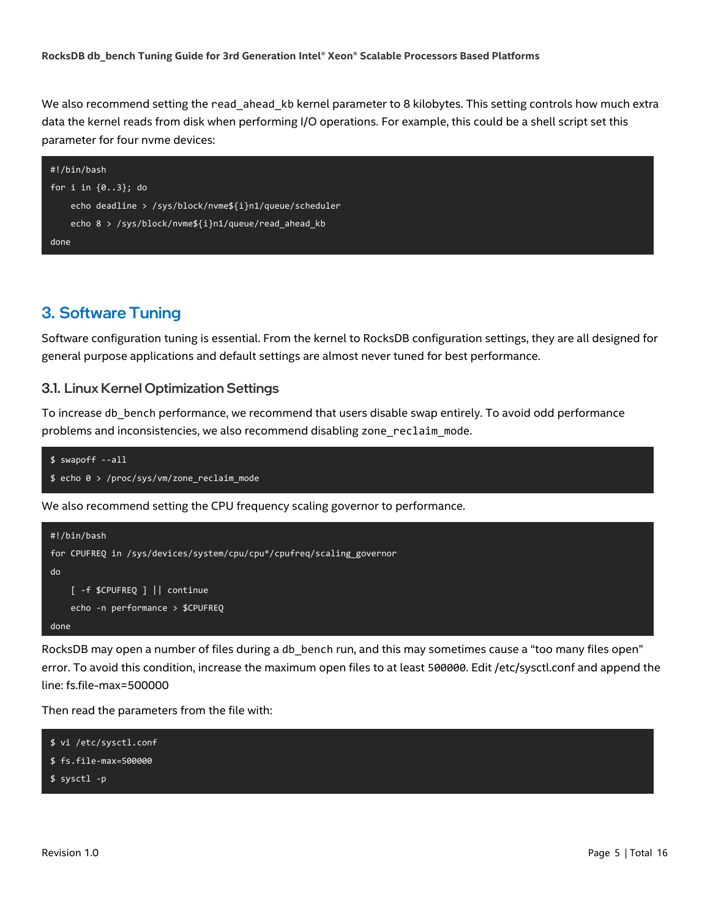We also recommend setting the `read_ahead_kb` kernel parameter to 8 kilobytes. This setting controls how much extra data the kernel reads from disk when performing I/O operations. For example, this could be a shell script set this parameter for four nvme devices:

```
#!/bin/bash
for i in {0..3}; do
    echo deadline > /sys/block/nvme${i}n1/queue/scheduler
    echo 8 > /sys/block/nvme${i}n1/queue/read_ahead_kb
done
```

## 3. Software Tuning

Software configuration tuning is essential. From the kernel to RocksDB configuration settings, they are all designed for general purpose applications and default settings are almost never tuned for best performance.

### 3.1. Linux Kernel Optimization Settings

To increase `db_bench` performance, we recommend that users disable swap entirely. To avoid odd performance problems and inconsistencies, we also recommend disabling `zone_reclaim_mode`.

```
$ swapoff --all
$ echo 0 > /proc/sys/vm/zone_reclaim_mode
```

We also recommend setting the CPU frequency scaling governor to performance.

```
#!/bin/bash
for CPUFREQ in /sys/devices/system/cpu/cpu*/cpufreq/scaling_governor
do
    [ -f $CPUFREQ ] || continue
    echo -n performance > $CPUFREQ
done
```

RocksDB may open a number of files during a `db_bench` run, and this may sometimes cause a "too many files open" error. To avoid this condition, increase the maximum open files to at least `500000`. Edit /etc/sysctl.conf and append the line: fs.file-max=500000

Then read the parameters from the file with:

```
$ vi /etc/sysctl.conf
$ fs.file-max=500000
$ sysctl -p
```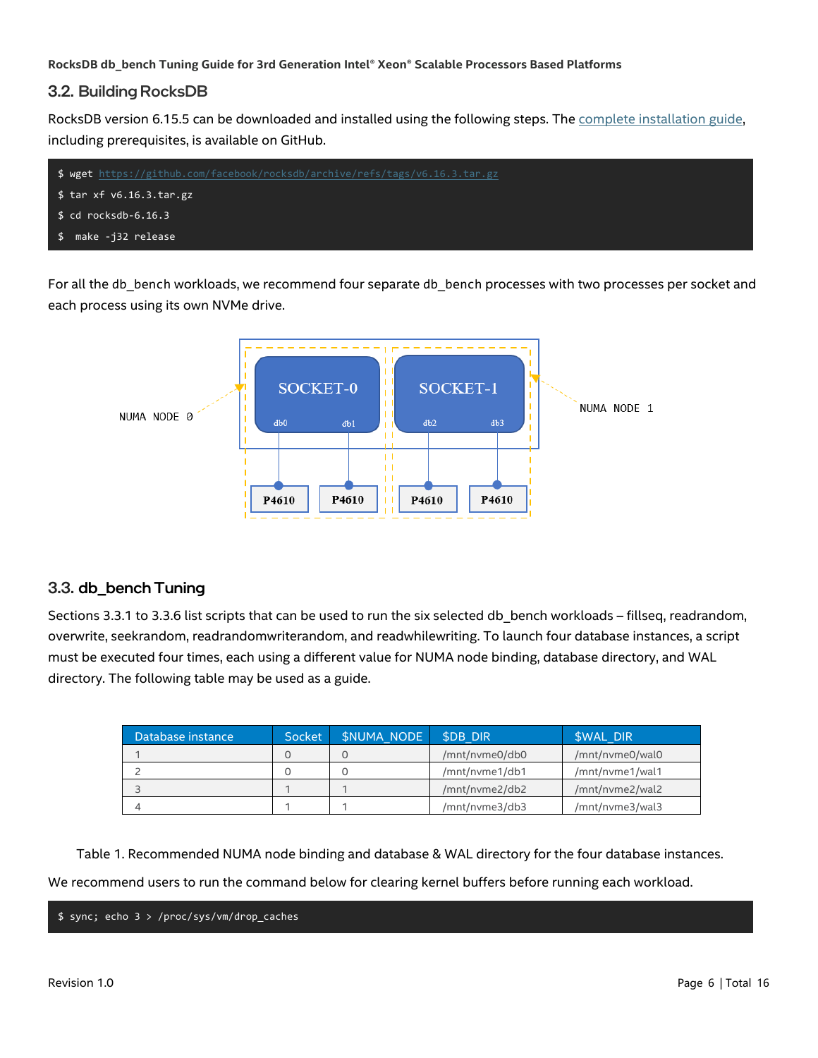## 3.2. Building RocksDB

RocksDB version 6.15.5 can be downloaded and installed using the following steps. The [complete installation guide](), including prerequisites, is available on GitHub.

```
$ wget https://github.com/facebook/rocksdb/archive/refs/tags/v6.16.3.tar.gz
$ tar xf v6.16.3.tar.gz
$ cd rocksdb-6.16.3
$  make -j32 release
```

For all the db_bench workloads, we recommend four separate db_bench processes with two processes per socket and each process using its own NVMe drive.

## 3.3. db_bench Tuning

Sections 3.3.1 to 3.3.6 list scripts that can be used to run the six selected db_bench workloads – fillseq, readrandom, overwrite, seekrandom, readrandomwriterandom, and readwhilewriting. To launch four database instances, a script must be executed four times, each using a different value for NUMA node binding, database directory, and WAL directory. The following table may be used as a guide.

| Database instance | Socket | $NUMA_NODE | $DB_DIR | $WAL_DIR |
|---|---|---|---|---|
| 1 | 0 | 0 | /mnt/nvme0/db0 | /mnt/nvme0/wal0 |
| 2 | 0 | 0 | /mnt/nvme1/db1 | /mnt/nvme1/wal1 |
| 3 | 1 | 1 | /mnt/nvme2/db2 | /mnt/nvme2/wal2 |
| 4 | 1 | 1 | /mnt/nvme3/db3 | /mnt/nvme3/wal3 |

Table 1. Recommended NUMA node binding and database & WAL directory for the four database instances.

We recommend users to run the command below for clearing kernel buffers before running each workload.

```
$ sync; echo 3 > /proc/sys/vm/drop_caches
```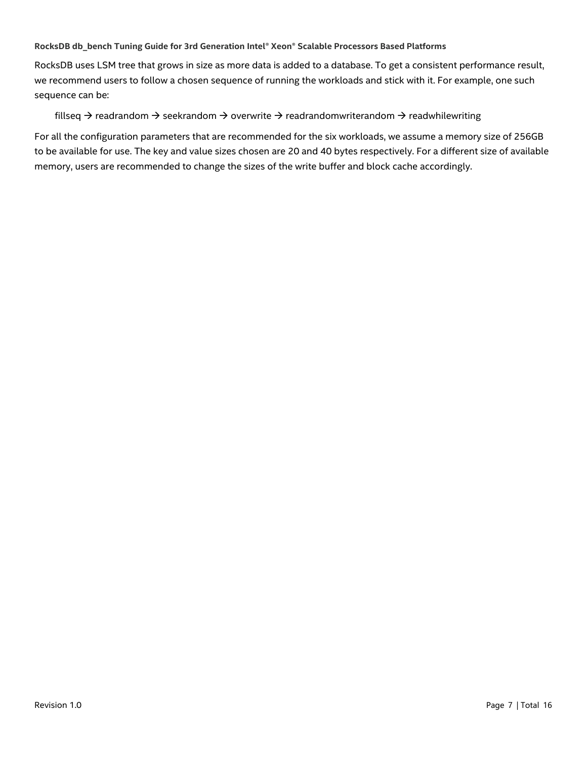RocksDB uses LSM tree that grows in size as more data is added to a database. To get a consistent performance result, we recommend users to follow a chosen sequence of running the workloads and stick with it. For example, one such sequence can be:

fillseq → readrandom → seekrandom → overwrite → readrandomwriterandom → readwhilewriting

For all the configuration parameters that are recommended for the six workloads, we assume a memory size of 256GB to be available for use. The key and value sizes chosen are 20 and 40 bytes respectively. For a different size of available memory, users are recommended to change the sizes of the write buffer and block cache accordingly.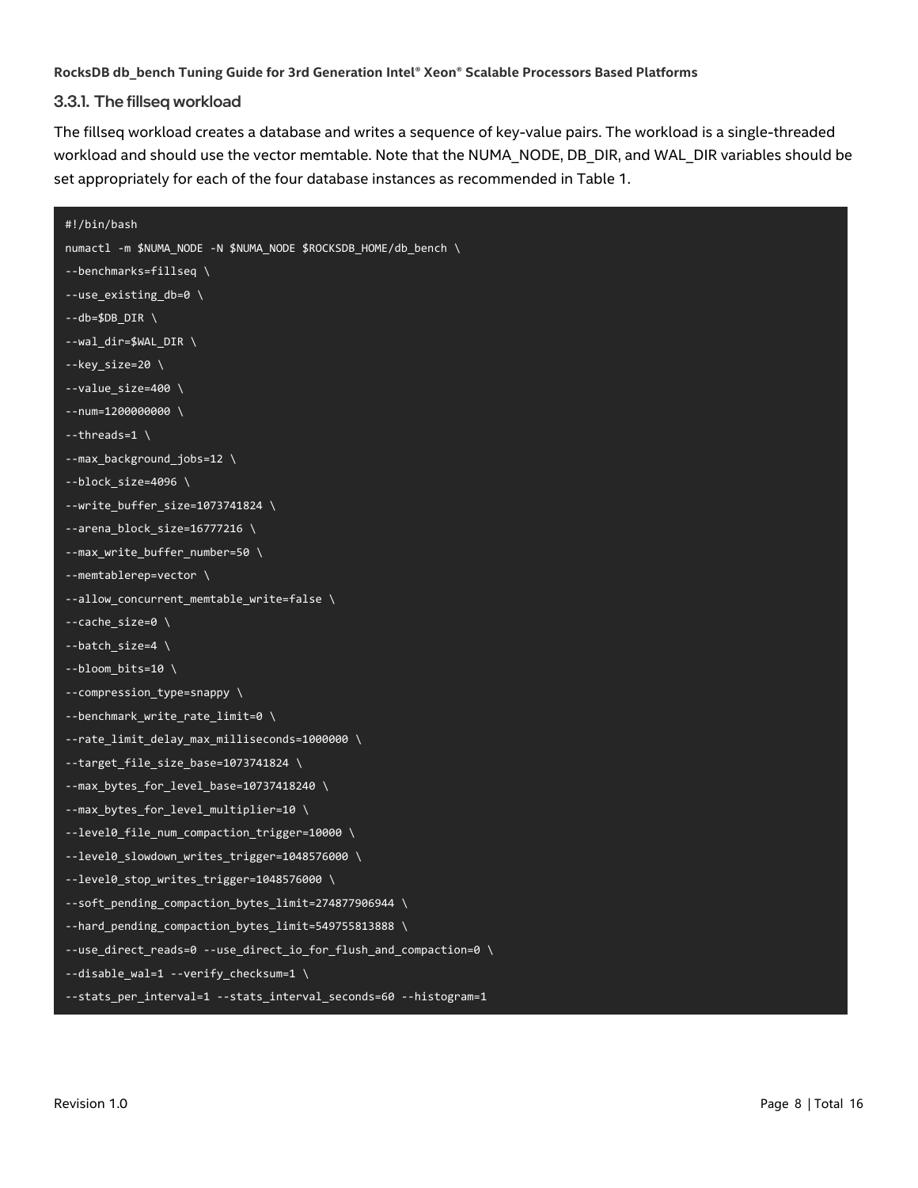### 3.3.1. The fillseq workload

The fillseq workload creates a database and writes a sequence of key-value pairs. The workload is a single-threaded workload and should use the vector memtable. Note that the NUMA_NODE, DB_DIR, and WAL_DIR variables should be set appropriately for each of the four database instances as recommended in Table 1.

```
#!/bin/bash
numactl -m $NUMA_NODE -N $NUMA_NODE $ROCKSDB_HOME/db_bench \
--benchmarks=fillseq \
--use_existing_db=0 \
--db=$DB_DIR \
--wal_dir=$WAL_DIR \
--key_size=20 \
--value_size=400 \
--num=1200000000 \
--threads=1 \
--max_background_jobs=12 \
--block_size=4096 \
--write_buffer_size=1073741824 \
--arena_block_size=16777216 \
--max_write_buffer_number=50 \
--memtablerep=vector \
--allow_concurrent_memtable_write=false \
--cache_size=0 \
--batch_size=4 \
--bloom_bits=10 \
--compression_type=snappy \
--benchmark_write_rate_limit=0 \
--rate_limit_delay_max_milliseconds=1000000 \
--target_file_size_base=1073741824 \
--max_bytes_for_level_base=10737418240 \
--max_bytes_for_level_multiplier=10 \
--level0_file_num_compaction_trigger=10000 \
--level0_slowdown_writes_trigger=1048576000 \
--level0_stop_writes_trigger=1048576000 \
--soft_pending_compaction_bytes_limit=274877906944 \
--hard_pending_compaction_bytes_limit=549755813888 \
--use_direct_reads=0 --use_direct_io_for_flush_and_compaction=0 \
--disable_wal=1 --verify_checksum=1 \
--stats_per_interval=1 --stats_interval_seconds=60 --histogram=1
```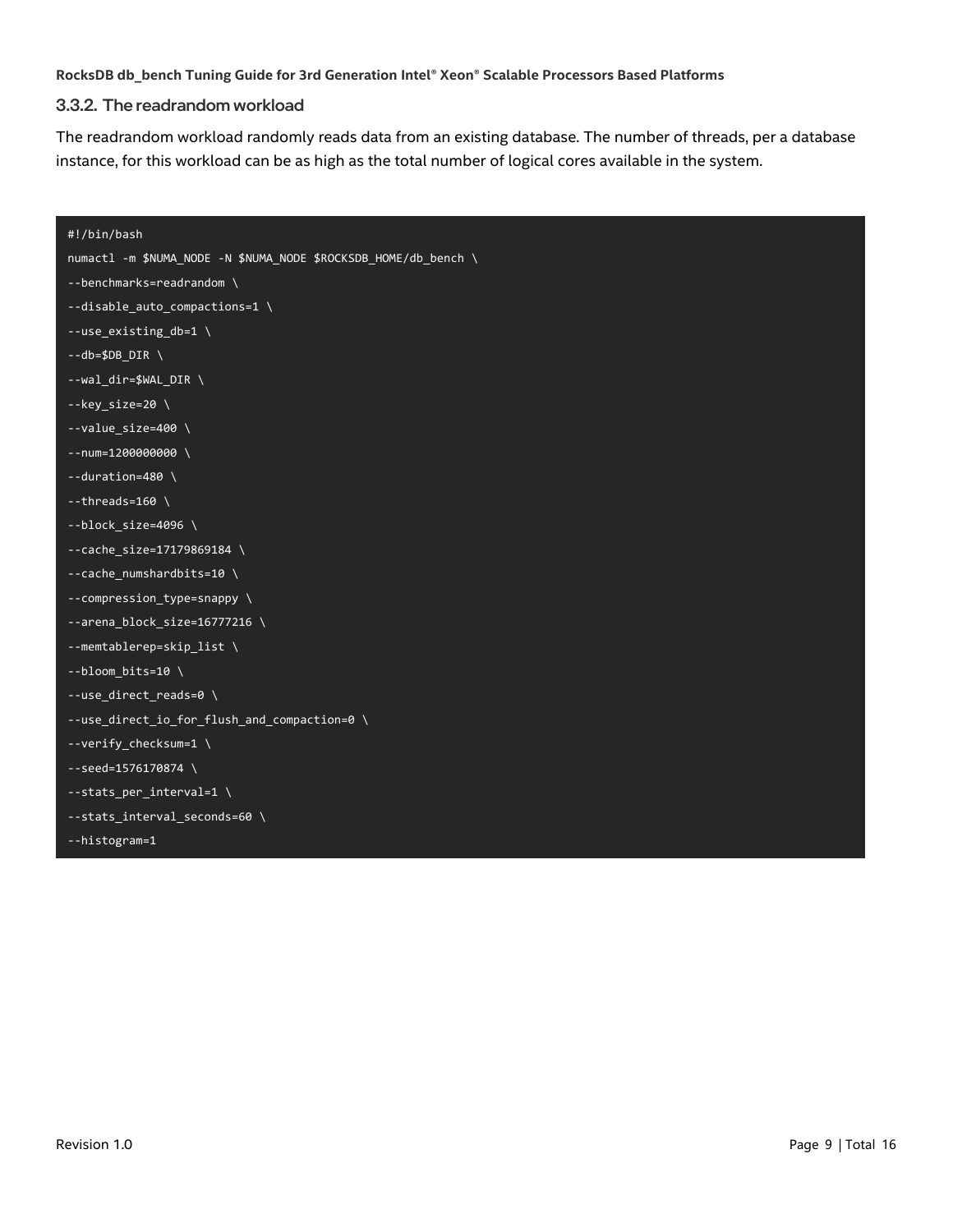### 3.3.2. The readrandom workload

The readrandom workload randomly reads data from an existing database. The number of threads, per a database instance, for this workload can be as high as the total number of logical cores available in the system.

```
#!/bin/bash
numactl -m $NUMA_NODE -N $NUMA_NODE $ROCKSDB_HOME/db_bench \
--benchmarks=readrandom \
--disable_auto_compactions=1 \
--use_existing_db=1 \
--db=$DB_DIR \
--wal_dir=$WAL_DIR \
--key_size=20 \
--value_size=400 \
--num=1200000000 \
--duration=480 \
--threads=160 \
--block_size=4096 \
--cache_size=17179869184 \
--cache_numshardbits=10 \
--compression_type=snappy \
--arena_block_size=16777216 \
--memtablerep=skip_list \
--bloom_bits=10 \
--use_direct_reads=0 \
--use_direct_io_for_flush_and_compaction=0 \
--verify_checksum=1 \
--seed=1576170874 \
--stats_per_interval=1 \
--stats_interval_seconds=60 \
--histogram=1
```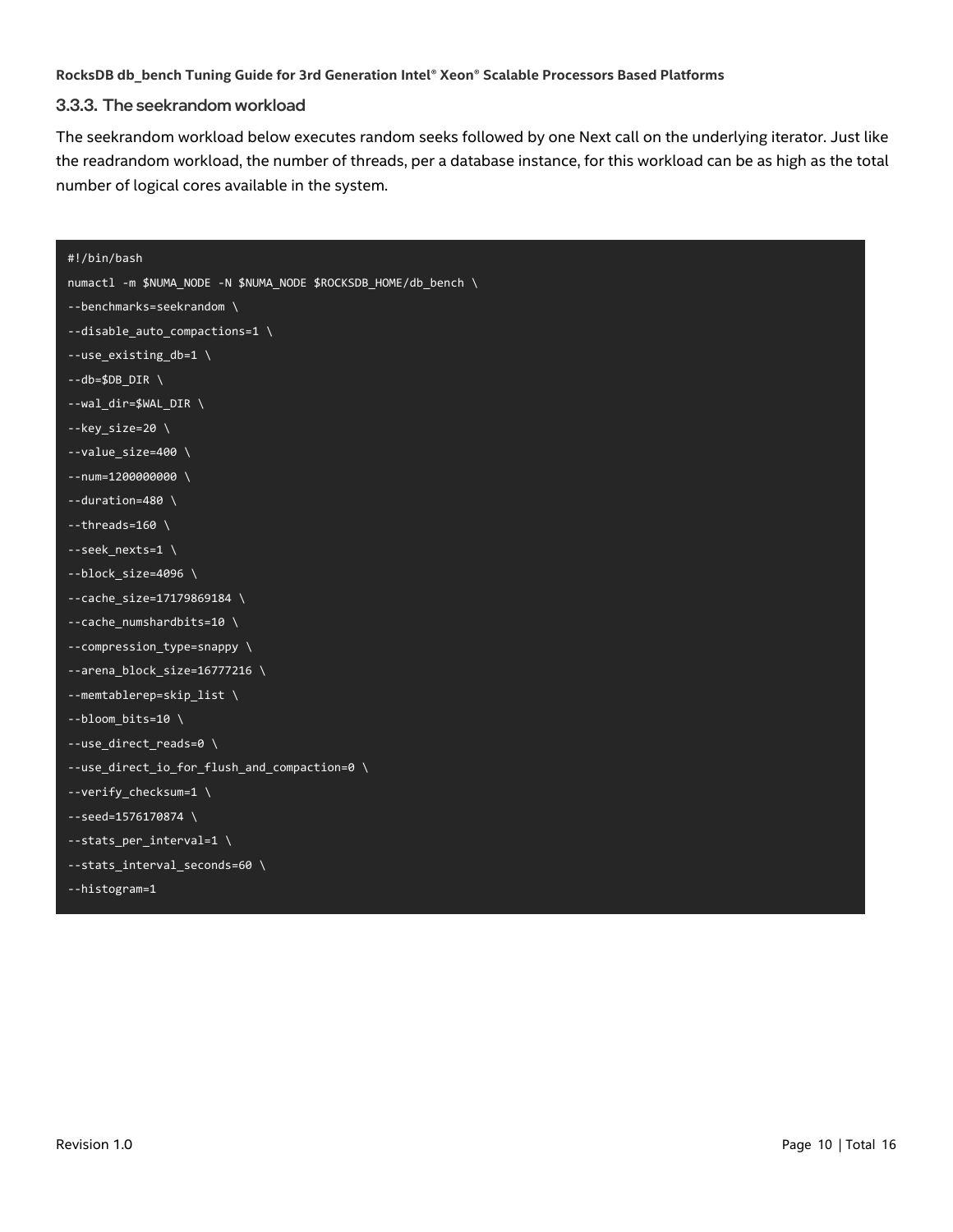### 3.3.3. The seekrandom workload

The seekrandom workload below executes random seeks followed by one Next call on the underlying iterator. Just like the readrandom workload, the number of threads, per a database instance, for this workload can be as high as the total number of logical cores available in the system.

```
#!/bin/bash
numactl -m $NUMA_NODE -N $NUMA_NODE $ROCKSDB_HOME/db_bench \
--benchmarks=seekrandom \
--disable_auto_compactions=1 \
--use_existing_db=1 \
--db=$DB_DIR \
--wal_dir=$WAL_DIR \
--key_size=20 \
--value_size=400 \
--num=1200000000 \
--duration=480 \
--threads=160 \
--seek_nexts=1 \
--block_size=4096 \
--cache_size=17179869184 \
--cache_numshardbits=10 \
--compression_type=snappy \
--arena_block_size=16777216 \
--memtablerep=skip_list \
--bloom_bits=10 \
--use_direct_reads=0 \
--use_direct_io_for_flush_and_compaction=0 \
--verify_checksum=1 \
--seed=1576170874 \
--stats_per_interval=1 \
--stats_interval_seconds=60 \
--histogram=1
```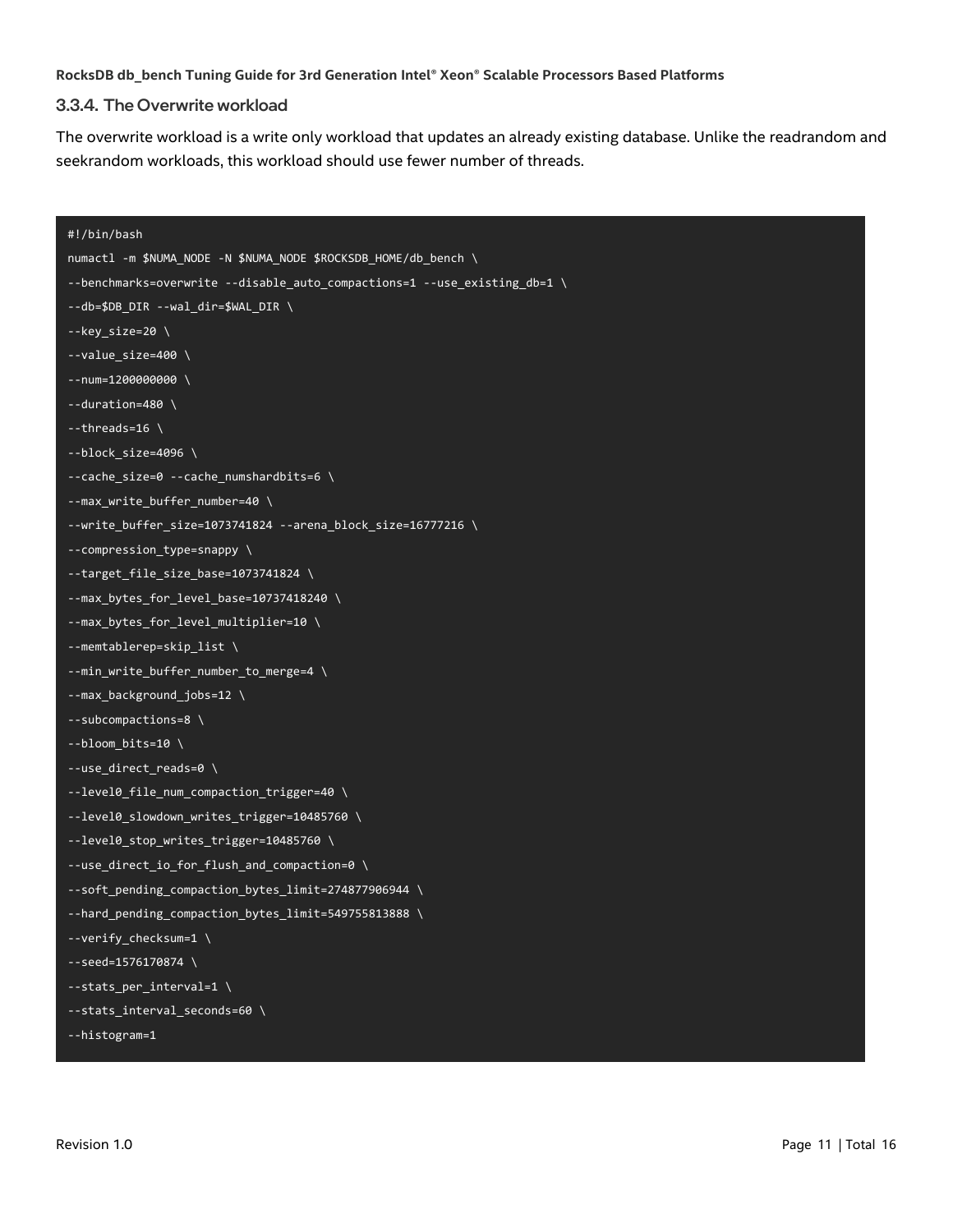### 3.3.4. The Overwrite workload

The overwrite workload is a write only workload that updates an already existing database. Unlike the readrandom and seekrandom workloads, this workload should use fewer number of threads.

```
#!/bin/bash
numactl -m $NUMA_NODE -N $NUMA_NODE $ROCKSDB_HOME/db_bench \
--benchmarks=overwrite --disable_auto_compactions=1 --use_existing_db=1 \
--db=$DB_DIR --wal_dir=$WAL_DIR \
--key_size=20 \
--value_size=400 \
--num=1200000000 \
--duration=480 \
--threads=16 \
--block_size=4096 \
--cache_size=0 --cache_numshardbits=6 \
--max_write_buffer_number=40 \
--write_buffer_size=1073741824 --arena_block_size=16777216 \
--compression_type=snappy \
--target_file_size_base=1073741824 \
--max_bytes_for_level_base=10737418240 \
--max_bytes_for_level_multiplier=10 \
--memtablerep=skip_list \
--min_write_buffer_number_to_merge=4 \
--max_background_jobs=12 \
--subcompactions=8 \
--bloom_bits=10 \
--use_direct_reads=0 \
--level0_file_num_compaction_trigger=40 \
--level0_slowdown_writes_trigger=10485760 \
--level0_stop_writes_trigger=10485760 \
--use_direct_io_for_flush_and_compaction=0 \
--soft_pending_compaction_bytes_limit=274877906944 \
--hard_pending_compaction_bytes_limit=549755813888 \
--verify_checksum=1 \
--seed=1576170874 \
--stats_per_interval=1 \
--stats_interval_seconds=60 \
--histogram=1
```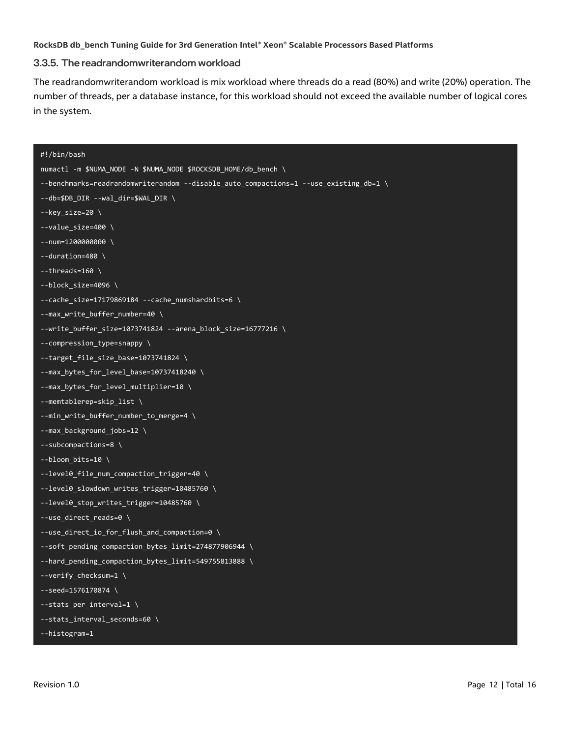### 3.3.5. The readrandomwriterandom workload

The readrandomwriterandom workload is mix workload where threads do a read (80%) and write (20%) operation. The number of threads, per a database instance, for this workload should not exceed the available number of logical cores in the system.

```
#!/bin/bash
numactl -m $NUMA_NODE -N $NUMA_NODE $ROCKSDB_HOME/db_bench \
--benchmarks=readrandomwriterandom --disable_auto_compactions=1 --use_existing_db=1 \
--db=$DB_DIR --wal_dir=$WAL_DIR \
--key_size=20 \
--value_size=400 \
--num=1200000000 \
--duration=480 \
--threads=160 \
--block_size=4096 \
--cache_size=17179869184 --cache_numshardbits=6 \
--max_write_buffer_number=40 \
--write_buffer_size=1073741824 --arena_block_size=16777216 \
--compression_type=snappy \
--target_file_size_base=1073741824 \
--max_bytes_for_level_base=10737418240 \
--max_bytes_for_level_multiplier=10 \
--memtablerep=skip_list \
--min_write_buffer_number_to_merge=4 \
--max_background_jobs=12 \
--subcompactions=8 \
--bloom_bits=10 \
--level0_file_num_compaction_trigger=40 \
--level0_slowdown_writes_trigger=10485760 \
--level0_stop_writes_trigger=10485760 \
--use_direct_reads=0 \
--use_direct_io_for_flush_and_compaction=0 \
--soft_pending_compaction_bytes_limit=274877906944 \
--hard_pending_compaction_bytes_limit=549755813888 \
--verify_checksum=1 \
--seed=1576170874 \
--stats_per_interval=1 \
--stats_interval_seconds=60 \
--histogram=1
```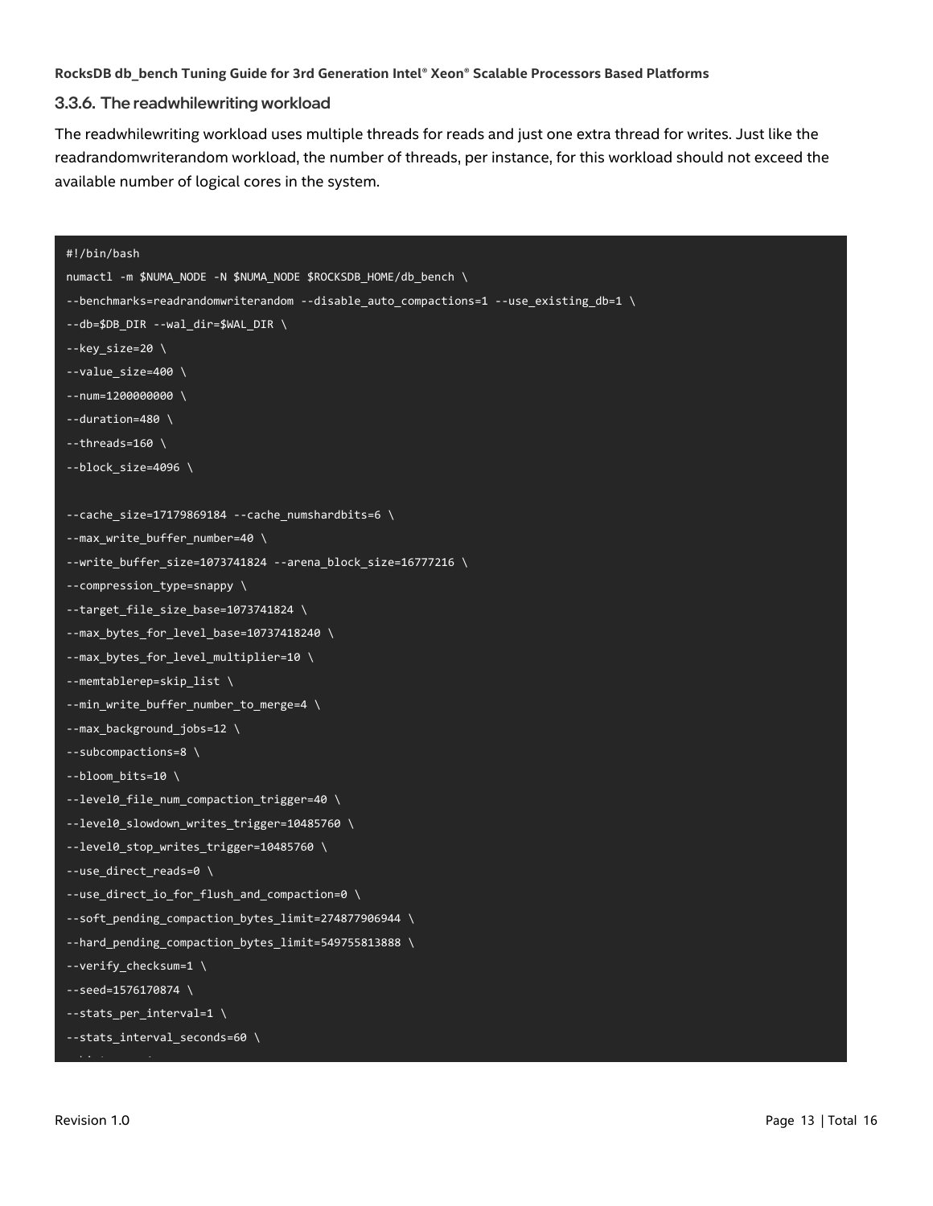### 3.3.6. The readwhilewriting workload

The readwhilewriting workload uses multiple threads for reads and just one extra thread for writes. Just like the readrandomwriterandom workload, the number of threads, per instance, for this workload should not exceed the available number of logical cores in the system.

```
#!/bin/bash
numactl -m $NUMA_NODE -N $NUMA_NODE $ROCKSDB_HOME/db_bench \
--benchmarks=readrandomwriterandom --disable_auto_compactions=1 --use_existing_db=1 \
--db=$DB_DIR --wal_dir=$WAL_DIR \
--key_size=20 \
--value_size=400 \
--num=1200000000 \
--duration=480 \
--threads=160 \
--block_size=4096 \

--cache_size=17179869184 --cache_numshardbits=6 \
--max_write_buffer_number=40 \
--write_buffer_size=1073741824 --arena_block_size=16777216 \
--compression_type=snappy \
--target_file_size_base=1073741824 \
--max_bytes_for_level_base=10737418240 \
--max_bytes_for_level_multiplier=10 \
--memtablerep=skip_list \
--min_write_buffer_number_to_merge=4 \
--max_background_jobs=12 \
--subcompactions=8 \
--bloom_bits=10 \
--level0_file_num_compaction_trigger=40 \
--level0_slowdown_writes_trigger=10485760 \
--level0_stop_writes_trigger=10485760 \
--use_direct_reads=0 \
--use_direct_io_for_flush_and_compaction=0 \
--soft_pending_compaction_bytes_limit=274877906944 \
--hard_pending_compaction_bytes_limit=549755813888 \
--verify_checksum=1 \
--seed=1576170874 \
--stats_per_interval=1 \
--stats_interval_seconds=60 \
```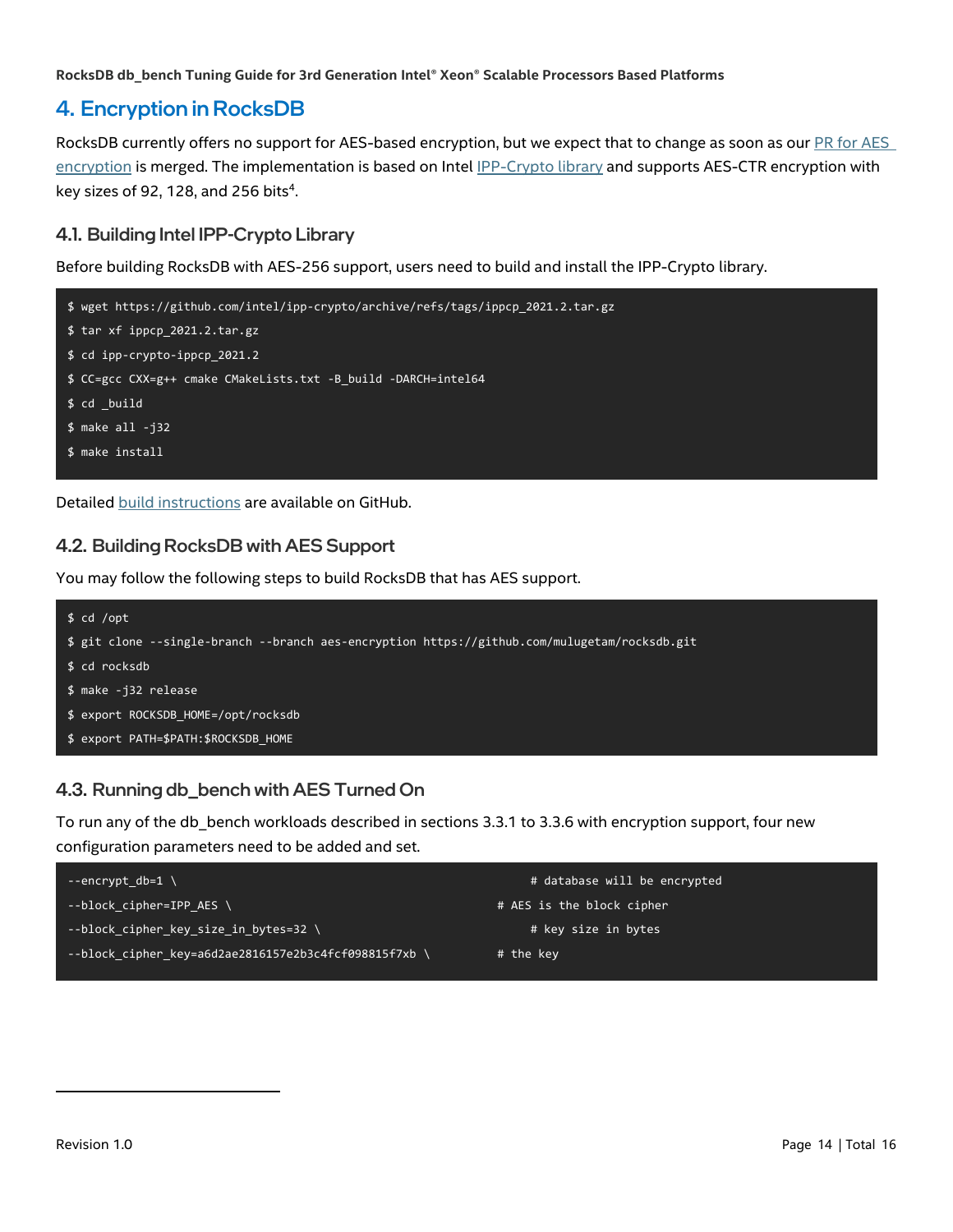# 4. Encryption in RocksDB

RocksDB currently offers no support for AES-based encryption, but we expect that to change as soon as our PR for AES encryption is merged. The implementation is based on Intel IPP-Crypto library and supports AES-CTR encryption with key sizes of 92, 128, and 256 bits[4].

## 4.1. Building Intel IPP-Crypto Library

Before building RocksDB with AES-256 support, users need to build and install the IPP-Crypto library.

```
$ wget https://github.com/intel/ipp-crypto/archive/refs/tags/ippcp_2021.2.tar.gz
$ tar xf ippcp_2021.2.tar.gz
$ cd ipp-crypto-ippcp_2021.2
$ CC=gcc CXX=g++ cmake CMakeLists.txt -B_build -DARCH=intel64
$ cd _build
$ make all -j32
$ make install
```

Detailed build instructions are available on GitHub.

## 4.2. Building RocksDB with AES Support

You may follow the following steps to build RocksDB that has AES support.

```
$ cd /opt
$ git clone --single-branch --branch aes-encryption https://github.com/mulugetam/rocksdb.git
$ cd rocksdb
$ make -j32 release
$ export ROCKSDB_HOME=/opt/rocksdb
$ export PATH=$PATH:$ROCKSDB_HOME
```

## 4.3. Running db_bench with AES Turned On

To run any of the db_bench workloads described in sections 3.3.1 to 3.3.6 with encryption support, four new configuration parameters need to be added and set.

```
--encrypt_db=1 \                                            # database will be encrypted
--block_cipher=IPP_AES \                                    # AES is the block cipher
--block_cipher_key_size_in_bytes=32 \                       # key size in bytes
--block_cipher_key=a6d2ae2816157e2b3c4fcf098815f7xb \       # the key
```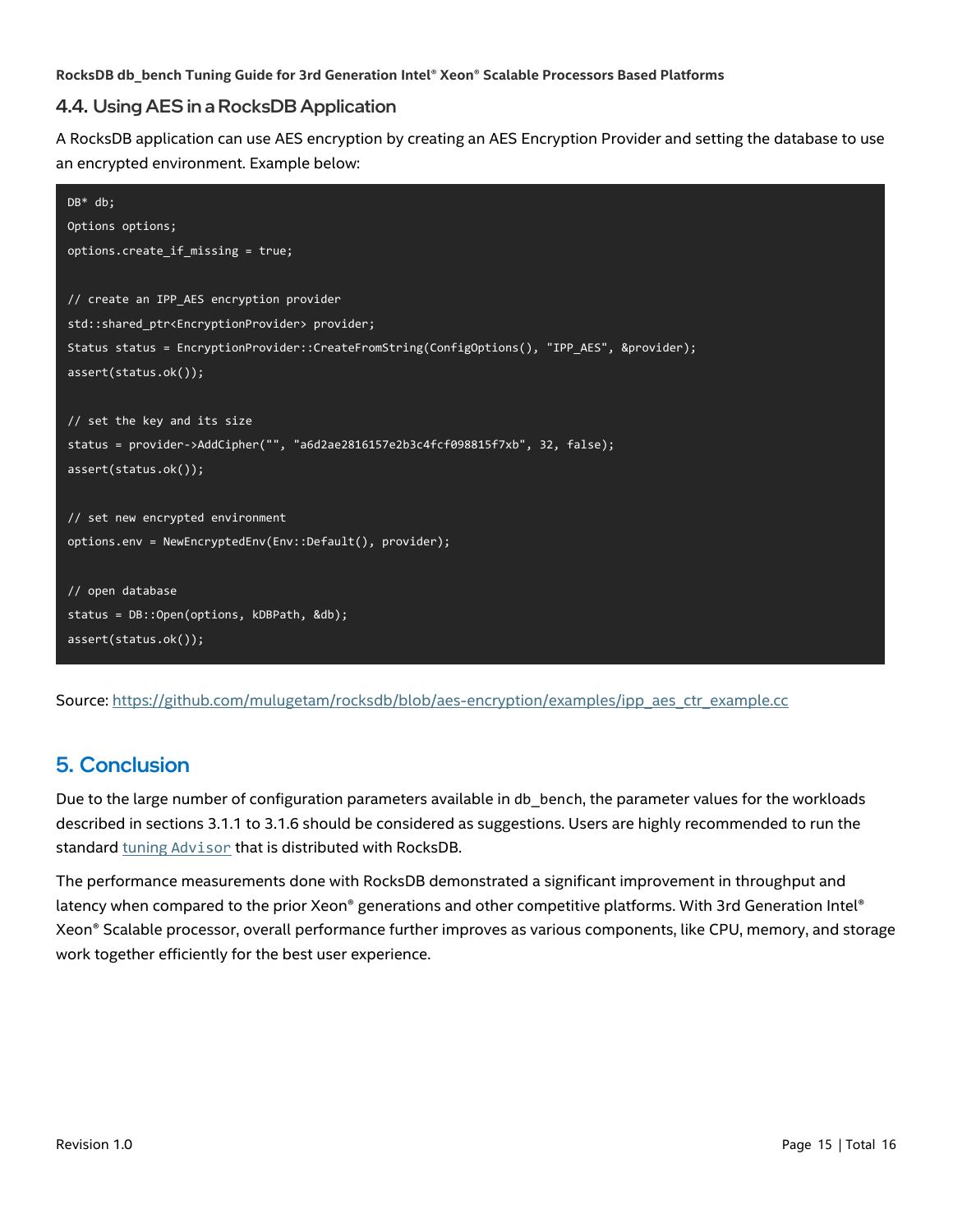## 4.4. Using AES in a RocksDB Application

A RocksDB application can use AES encryption by creating an AES Encryption Provider and setting the database to use an encrypted environment. Example below:

```
DB* db;
Options options;
options.create_if_missing = true;

// create an IPP_AES encryption provider
std::shared_ptr<EncryptionProvider> provider;
Status status = EncryptionProvider::CreateFromString(ConfigOptions(), "IPP_AES", &provider);
assert(status.ok());

// set the key and its size
status = provider->AddCipher("", "a6d2ae2816157e2b3c4fcf098815f7xb", 32, false);
assert(status.ok());

// set new encrypted environment
options.env = NewEncryptedEnv(Env::Default(), provider);

// open database
status = DB::Open(options, kDBPath, &db);
assert(status.ok());
```

Source: https://github.com/mulugetam/rocksdb/blob/aes-encryption/examples/ipp_aes_ctr_example.cc

# 5. Conclusion

Due to the large number of configuration parameters available in db_bench, the parameter values for the workloads described in sections 3.1.1 to 3.1.6 should be considered as suggestions. Users are highly recommended to run the standard tuning Advisor that is distributed with RocksDB.

The performance measurements done with RocksDB demonstrated a significant improvement in throughput and latency when compared to the prior Xeon® generations and other competitive platforms. With 3rd Generation Intel® Xeon® Scalable processor, overall performance further improves as various components, like CPU, memory, and storage work together efficiently for the best user experience.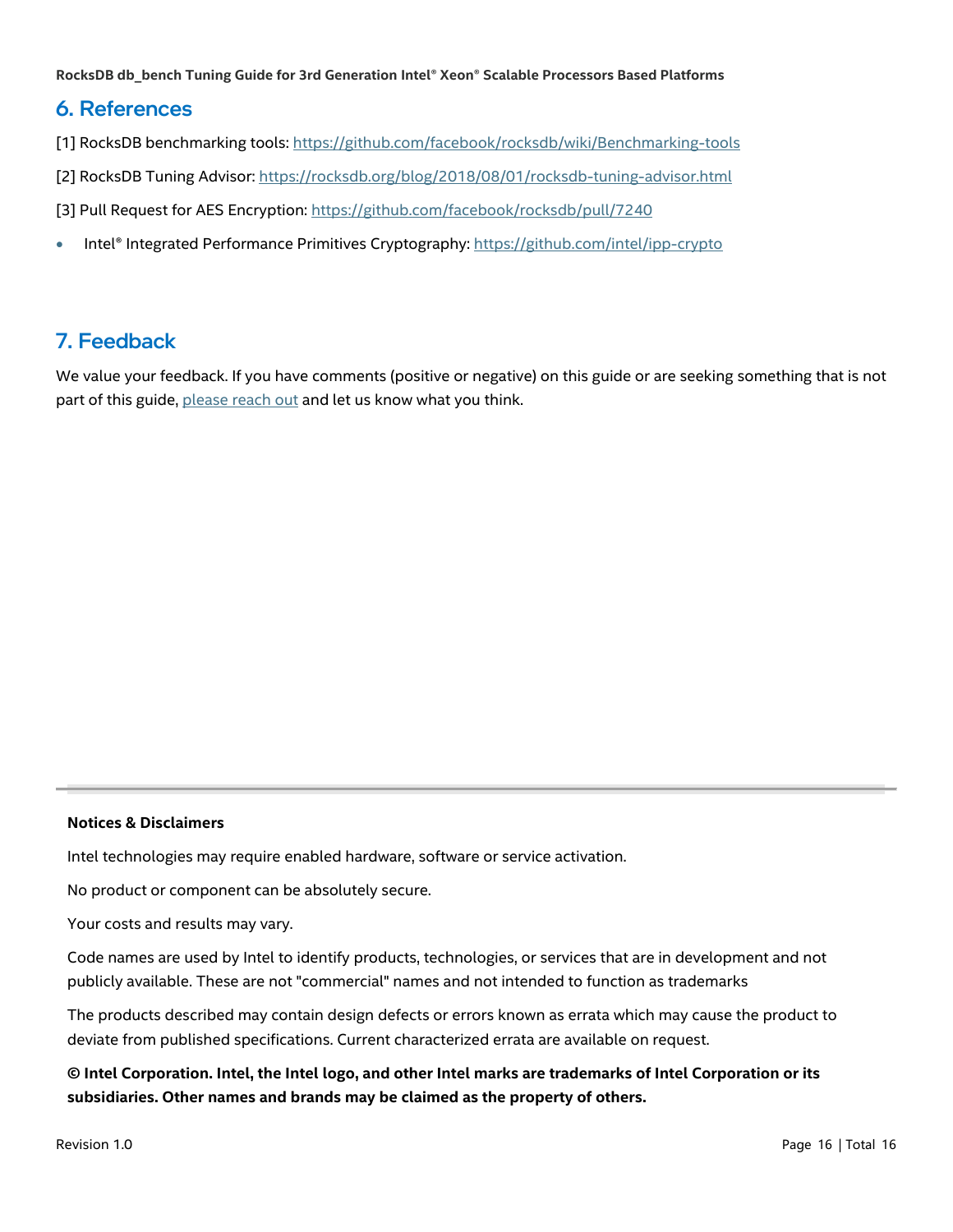## 6. References

[1] RocksDB benchmarking tools: https://github.com/facebook/rocksdb/wiki/Benchmarking-tools

[2] RocksDB Tuning Advisor: https://rocksdb.org/blog/2018/08/01/rocksdb-tuning-advisor.html

[3] Pull Request for AES Encryption: https://github.com/facebook/rocksdb/pull/7240

- Intel® Integrated Performance Primitives Cryptography: https://github.com/intel/ipp-crypto

## 7. Feedback

We value your feedback. If you have comments (positive or negative) on this guide or are seeking something that is not part of this guide, please reach out and let us know what you think.

---

**Notices & Disclaimers**

Intel technologies may require enabled hardware, software or service activation.

No product or component can be absolutely secure.

Your costs and results may vary.

Code names are used by Intel to identify products, technologies, or services that are in development and not publicly available. These are not "commercial" names and not intended to function as trademarks

The products described may contain design defects or errors known as errata which may cause the product to deviate from published specifications. Current characterized errata are available on request.

**© Intel Corporation. Intel, the Intel logo, and other Intel marks are trademarks of Intel Corporation or its subsidiaries. Other names and brands may be claimed as the property of others.**

Revision 1.0